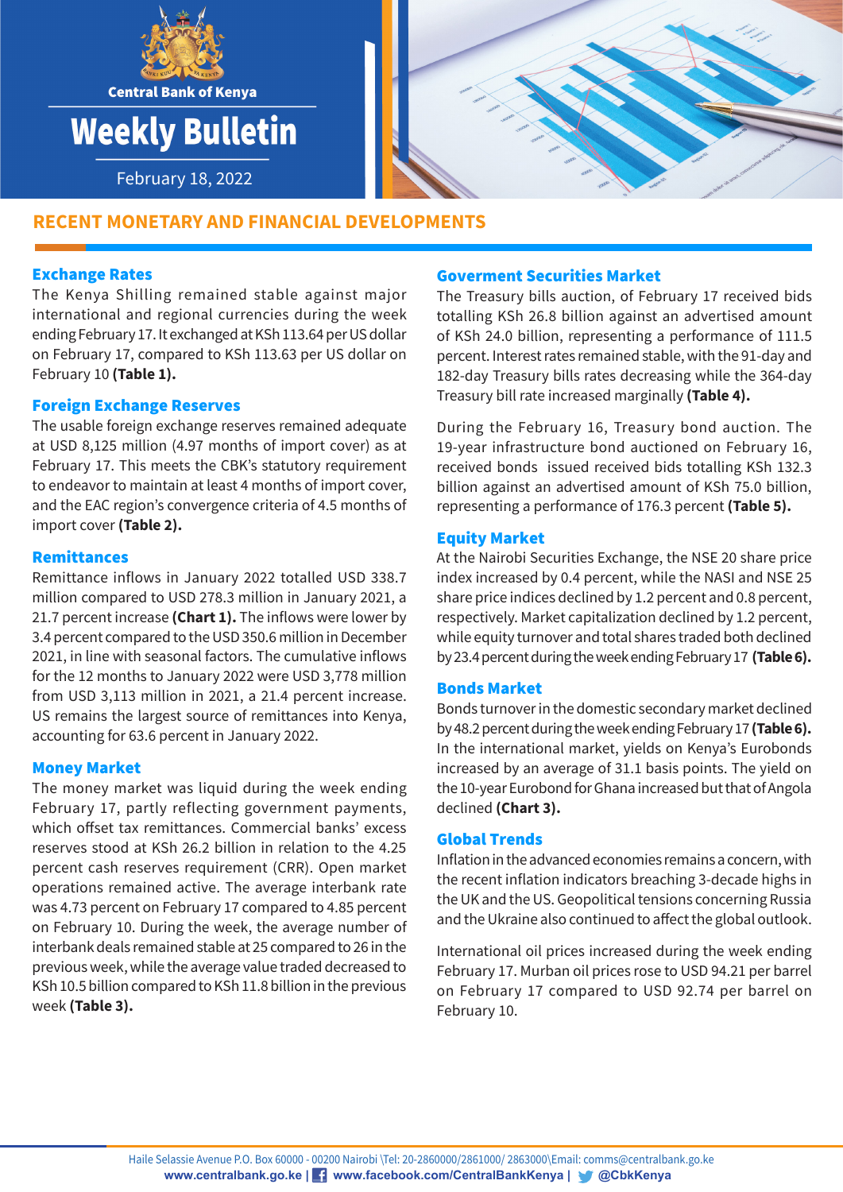Central Bank of Kenya

# Weekly Bulletin

February 18, 2022

## RECENT MONETARY AND FINANCIAL DEVELOPMENTS

### Exchange Rates

The Kenya Shilling remained stable against major international and regional currencies during the week ending February 17. It exchanged at KSh 113.64 per US dollar on February 17, compared to KSh 113.63 per US dollar on February 10 **(Table 1).**

### Foreign Exchange Reserves

The usable foreign exchange reserves remained adequate at USD 8,125 million (4.97 months of import cover) as at February 17. This meets the CBK's statutory requirement to endeavor to maintain at least 4 months of import cover, and the EAC region's convergence criteria of 4.5 months of import cover **(Table 2).**

### Remittances

Remittance inflows in January 2022 totalled USD 338.7 million compared to USD 278.3 million in January 2021, a 21.7 percent increase **(Chart 1).** The inflows were lower by 3.4 percent compared to the USD 350.6 million in December 2021, in line with seasonal factors. The cumulative inflows for the 12 months to January 2022 were USD 3,778 million from USD 3,113 million in 2021, a 21.4 percent increase. US remains the largest source of remittances into Kenya, accounting for 63.6 percent in January 2022.

### Money Market

The money market was liquid during the week ending February 17, partly reflecting government payments, which offset tax remittances. Commercial banks' excess reserves stood at KSh 26.2 billion in relation to the 4.25 percent cash reserves requirement (CRR). Open market operations remained active. The average interbank rate was 4.73 percent on February 17 compared to 4.85 percent on February 10. During the week, the average number of interbank deals remained stable at 25 compared to 26 in the previous week, while the average value traded decreased to KSh 10.5 billion compared to KSh 11.8 billion in the previous week **(Table 3).**

### Goverment Securities Market

The Treasury bills auction, of February 17 received bids totalling KSh 26.8 billion against an advertised amount of KSh 24.0 billion, representing a performance of 111.5 percent. Interest rates remained stable, with the 91-day and 182-day Treasury bills rates decreasing while the 364-day Treasury bill rate increased marginally **(Table 4).**

During the February 16, Treasury bond auction. The 19-year infrastructure bond auctioned on February 16, received bonds issued received bids totalling KSh 132.3 billion against an advertised amount of KSh 75.0 billion, representing a performance of 176.3 percent **(Table 5).**

### Equity Market

At the Nairobi Securities Exchange, the NSE 20 share price index increased by 0.4 percent, while the NASI and NSE 25 share price indices declined by 1.2 percent and 0.8 percent, respectively. Market capitalization declined by 1.2 percent, while equity turnover and total shares traded both declined by 23.4 percent during the week ending February 17 **(Table 6).**

### Bonds Market

Bonds turnover in the domestic secondary market declined by 48.2 percent during the week ending February 17 **(Table 6).** In the international market, yields on Kenya's Eurobonds increased by an average of 31.1 basis points. The yield on the 10-year Eurobond for Ghana increased but that of Angola declined **(Chart 3).**

### Global Trends

Inflation in the advanced economies remains a concern, with the recent inflation indicators breaching 3-decade highs in the UK and the US. Geopolitical tensions concerning Russia and the Ukraine also continued to affect the global outlook.

International oil prices increased during the week ending February 17. Murban oil prices rose to USD 94.21 per barrel on February 17 compared to USD 92.74 per barrel on February 10.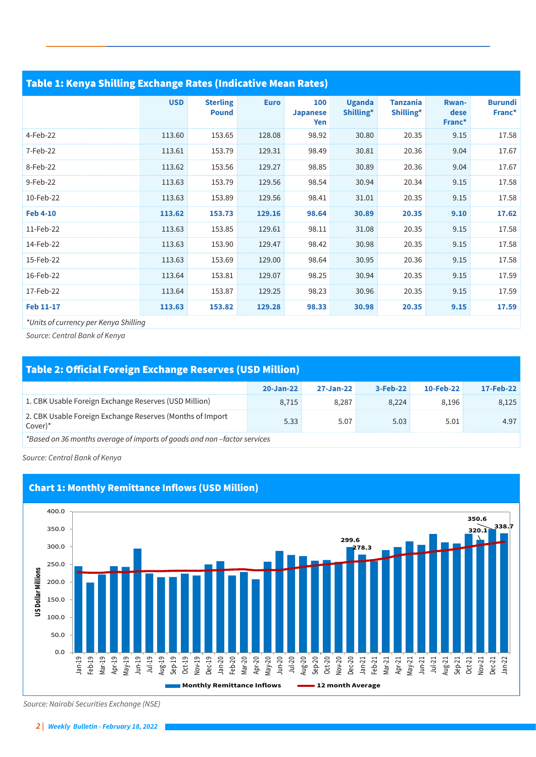## Table 1: Kenya Shilling Exchange Rates (Indicative Mean Rates)

| | USD | Sterling Pound | Euro | 100 Japanese Yen | Uganda Shilling* | Tanzania Shilling* | Rwandese Franc* | Burundi Franc* |
|---|---|---|---|---|---|---|---|---|
| 4-Feb-22 | 113.60 | 153.65 | 128.08 | 98.92 | 30.80 | 20.35 | 9.15 | 17.58 |
| 7-Feb-22 | 113.61 | 153.79 | 129.31 | 98.49 | 30.81 | 20.36 | 9.04 | 17.67 |
| 8-Feb-22 | 113.62 | 153.56 | 129.27 | 98.85 | 30.89 | 20.36 | 9.04 | 17.67 |
| 9-Feb-22 | 113.63 | 153.79 | 129.56 | 98.54 | 30.94 | 20.34 | 9.15 | 17.58 |
| 10-Feb-22 | 113.63 | 153.89 | 129.56 | 98.41 | 31.01 | 20.35 | 9.15 | 17.58 |
| **Feb 4-10** | **113.62** | **153.73** | **129.16** | **98.64** | **30.89** | **20.35** | **9.10** | **17.62** |
| 11-Feb-22 | 113.63 | 153.85 | 129.61 | 98.11 | 31.08 | 20.35 | 9.15 | 17.58 |
| 14-Feb-22 | 113.63 | 153.90 | 129.47 | 98.42 | 30.98 | 20.35 | 9.15 | 17.58 |
| 15-Feb-22 | 113.63 | 153.69 | 129.00 | 98.64 | 30.95 | 20.36 | 9.15 | 17.58 |
| 16-Feb-22 | 113.64 | 153.81 | 129.07 | 98.25 | 30.94 | 20.35 | 9.15 | 17.59 |
| 17-Feb-22 | 113.64 | 153.87 | 129.25 | 98.23 | 30.96 | 20.35 | 9.15 | 17.59 |
| **Feb 11-17** | **113.63** | **153.82** | **129.28** | **98.33** | **30.98** | **20.35** | **9.15** | **17.59** |

*\*Units of currency per Kenya Shilling*

*Source: Central Bank of Kenya*

## Table 2: Official Foreign Exchange Reserves (USD Million)

| | 20-Jan-22 | 27-Jan-22 | 3-Feb-22 | 10-Feb-22 | 17-Feb-22 |
|---|---|---|---|---|---|
| 1. CBK Usable Foreign Exchange Reserves (USD Million) | 8,715 | 8,287 | 8,224 | 8,196 | 8,125 |
| 2. CBK Usable Foreign Exchange Reserves (Months of Import Cover)* | 5.33 | 5.07 | 5.03 | 5.01 | 4.97 |

*\*Based on 36 months average of imports of goods and non –factor services*

*Source: Central Bank of Kenya*

## Chart 1: Monthly Remittance Inflows (USD Million)

Labelled values: Dec-20: 299.6; Jan-21: 278.3; Oct-21: 350.6 (label); Nov-21: 320.1; Dec-21/Jan-22: 338.7

Legend: Monthly Remittance Inflows; 12 month Average

*Source: Nairobi Securities Exchange (NSE)*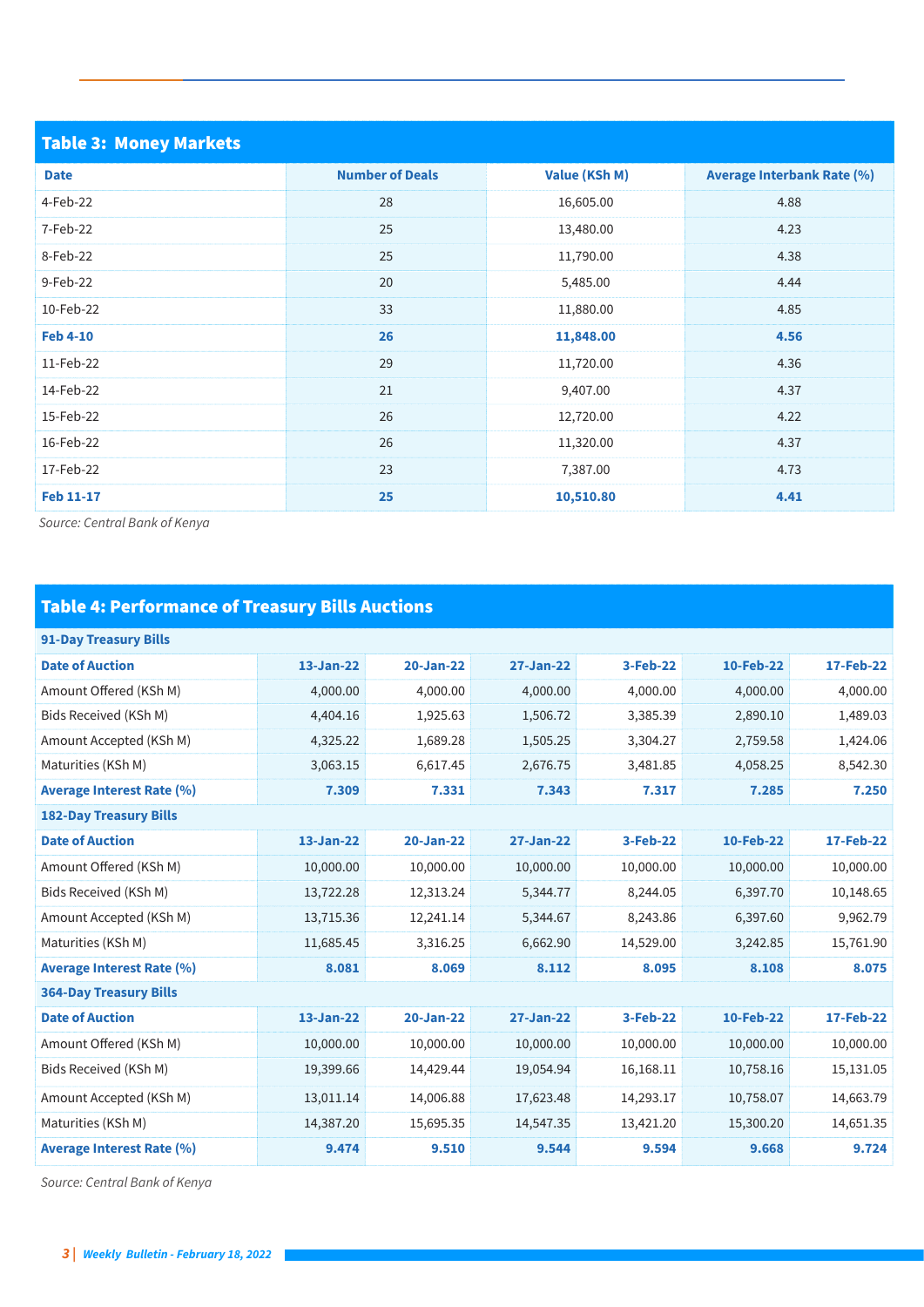## Table 3: Money Markets

| Date | Number of Deals | Value (KSh M) | Average Interbank Rate (%) |
|---|---|---|---|
| 4-Feb-22 | 28 | 16,605.00 | 4.88 |
| 7-Feb-22 | 25 | 13,480.00 | 4.23 |
| 8-Feb-22 | 25 | 11,790.00 | 4.38 |
| 9-Feb-22 | 20 | 5,485.00 | 4.44 |
| 10-Feb-22 | 33 | 11,880.00 | 4.85 |
| **Feb 4-10** | **26** | **11,848.00** | **4.56** |
| 11-Feb-22 | 29 | 11,720.00 | 4.36 |
| 14-Feb-22 | 21 | 9,407.00 | 4.37 |
| 15-Feb-22 | 26 | 12,720.00 | 4.22 |
| 16-Feb-22 | 26 | 11,320.00 | 4.37 |
| 17-Feb-22 | 23 | 7,387.00 | 4.73 |
| **Feb 11-17** | **25** | **10,510.80** | **4.41** |

*Source: Central Bank of Kenya*

## Table 4: Performance of Treasury Bills Auctions

| **91-Day Treasury Bills** | | | | | | |
|---|---|---|---|---|---|---|
| **Date of Auction** | **13-Jan-22** | **20-Jan-22** | **27-Jan-22** | **3-Feb-22** | **10-Feb-22** | **17-Feb-22** |
| Amount Offered (KSh M) | 4,000.00 | 4,000.00 | 4,000.00 | 4,000.00 | 4,000.00 | 4,000.00 |
| Bids Received (KSh M) | 4,404.16 | 1,925.63 | 1,506.72 | 3,385.39 | 2,890.10 | 1,489.03 |
| Amount Accepted (KSh M) | 4,325.22 | 1,689.28 | 1,505.25 | 3,304.27 | 2,759.58 | 1,424.06 |
| Maturities (KSh M) | 3,063.15 | 6,617.45 | 2,676.75 | 3,481.85 | 4,058.25 | 8,542.30 |
| **Average Interest Rate (%)** | **7.309** | **7.331** | **7.343** | **7.317** | **7.285** | **7.250** |
| **182-Day Treasury Bills** | | | | | | |
| **Date of Auction** | **13-Jan-22** | **20-Jan-22** | **27-Jan-22** | **3-Feb-22** | **10-Feb-22** | **17-Feb-22** |
| Amount Offered (KSh M) | 10,000.00 | 10,000.00 | 10,000.00 | 10,000.00 | 10,000.00 | 10,000.00 |
| Bids Received (KSh M) | 13,722.28 | 12,313.24 | 5,344.77 | 8,244.05 | 6,397.70 | 10,148.65 |
| Amount Accepted (KSh M) | 13,715.36 | 12,241.14 | 5,344.67 | 8,243.86 | 6,397.60 | 9,962.79 |
| Maturities (KSh M) | 11,685.45 | 3,316.25 | 6,662.90 | 14,529.00 | 3,242.85 | 15,761.90 |
| **Average Interest Rate (%)** | **8.081** | **8.069** | **8.112** | **8.095** | **8.108** | **8.075** |
| **364-Day Treasury Bills** | | | | | | |
| **Date of Auction** | **13-Jan-22** | **20-Jan-22** | **27-Jan-22** | **3-Feb-22** | **10-Feb-22** | **17-Feb-22** |
| Amount Offered (KSh M) | 10,000.00 | 10,000.00 | 10,000.00 | 10,000.00 | 10,000.00 | 10,000.00 |
| Bids Received (KSh M) | 19,399.66 | 14,429.44 | 19,054.94 | 16,168.11 | 10,758.16 | 15,131.05 |
| Amount Accepted (KSh M) | 13,011.14 | 14,006.88 | 17,623.48 | 14,293.17 | 10,758.07 | 14,663.79 |
| Maturities (KSh M) | 14,387.20 | 15,695.35 | 14,547.35 | 13,421.20 | 15,300.20 | 14,651.35 |
| **Average Interest Rate (%)** | **9.474** | **9.510** | **9.544** | **9.594** | **9.668** | **9.724** |

*Source: Central Bank of Kenya*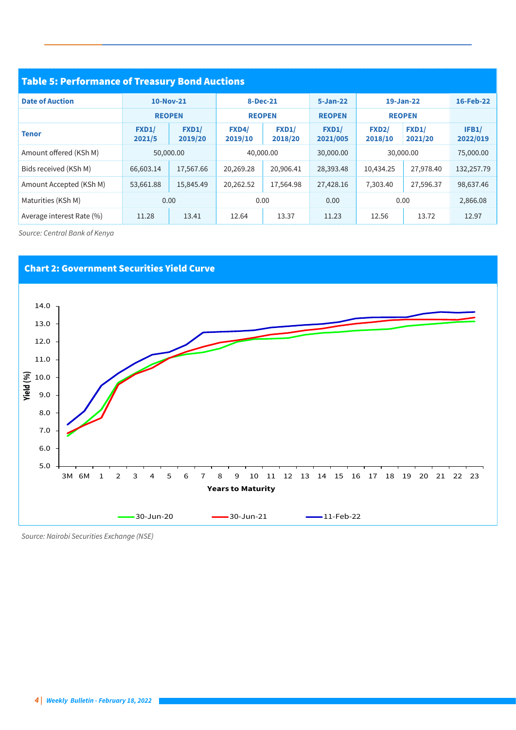## Table 5: Performance of Treasury Bond Auctions

| Date of Auction | 10-Nov-21 | | 8-Dec-21 | | 5-Jan-22 | 19-Jan-22 | | 16-Feb-22 |
|---|---|---|---|---|---|---|---|---|
| | REOPEN | | REOPEN | | REOPEN | REOPEN | | |
| Tenor | FXD1/ 2021/5 | FXD1/ 2019/20 | FXD4/ 2019/10 | FXD1/ 2018/20 | FXD1/ 2021/005 | FXD2/ 2018/10 | FXD1/ 2021/20 | IFB1/ 2022/019 |
| Amount offered (KSh M) | 50,000.00 | | 40,000.00 | | 30,000.00 | 30,000.00 | | 75,000.00 |
| Bids received (KSh M) | 66,603.14 | 17,567.66 | 20,269.28 | 20,906.41 | 28,393.48 | 10,434.25 | 27,978.40 | 132,257.79 |
| Amount Accepted (KSh M) | 53,661.88 | 15,845.49 | 20,262.52 | 17,564.98 | 27,428.16 | 7,303.40 | 27,596.37 | 98,637.46 |
| Maturities (KSh M) | 0.00 | | 0.00 | | 0.00 | 0.00 | | 2,866.08 |
| Average interest Rate (%) | 11.28 | 13.41 | 12.64 | 13.37 | 11.23 | 12.56 | 13.72 | 12.97 |

*Source: Central Bank of Kenya*

## Chart 2: Government Securities Yield Curve

*Source: Nairobi Securities Exchange (NSE)*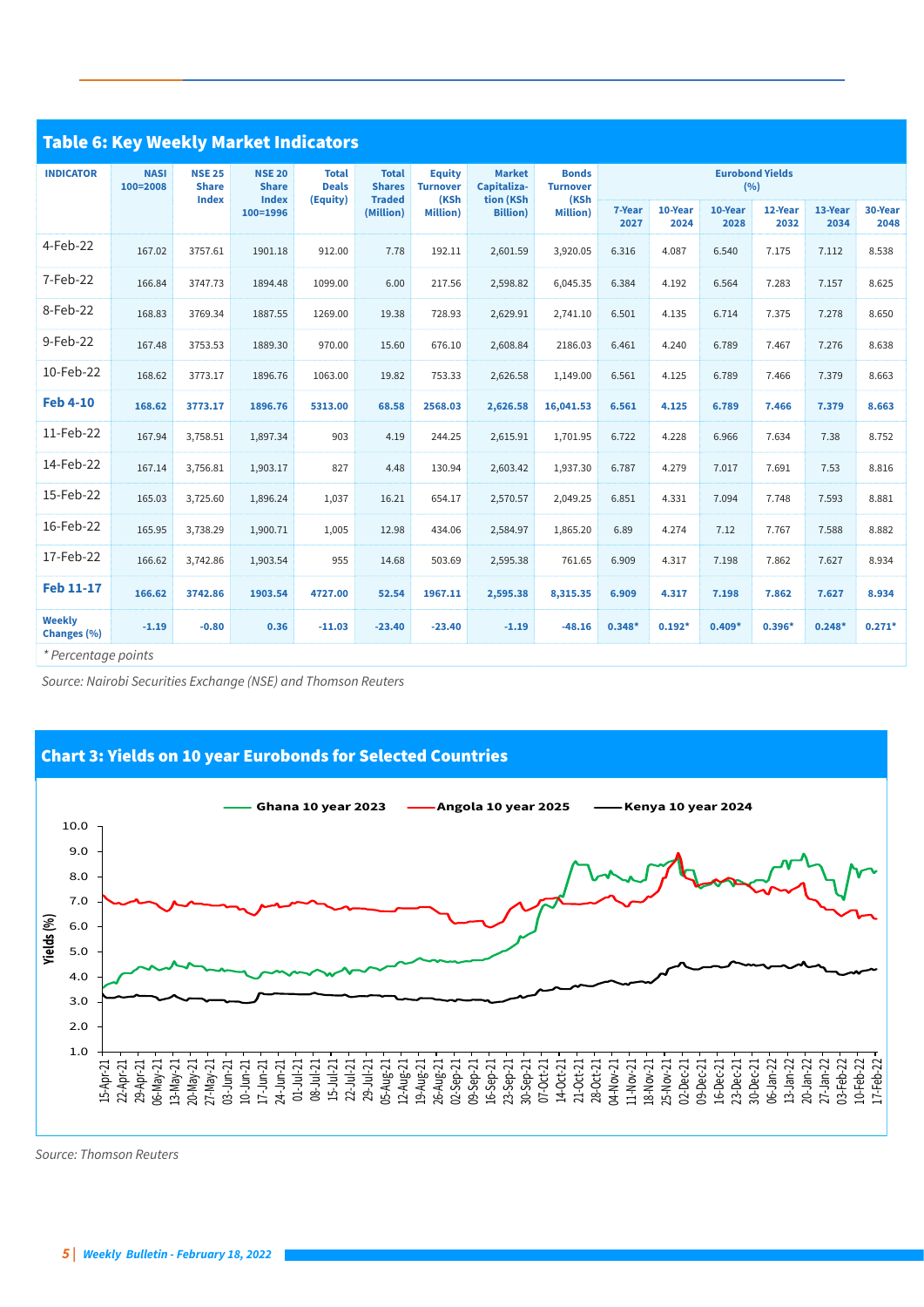## Table 6: Key Weekly Market Indicators

| INDICATOR | NASI 100=2008 | NSE 25 Share Index | NSE 20 Share Index 100=1996 | Total Deals (Equity) | Total Shares Traded (Million) | Equity Turnover (KSh Million) | Market Capitalization (KSh Billion) | Bonds Turnover (KSh Million) | Eurobond Yields (%) | | | | | |
|---|---|---|---|---|---|---|---|---|---|---|---|---|---|---|
| | | | | | | | | | 7-Year 2027 | 10-Year 2024 | 10-Year 2028 | 12-Year 2032 | 13-Year 2034 | 30-Year 2048 |
| 4-Feb-22 | 167.02 | 3757.61 | 1901.18 | 912.00 | 7.78 | 192.11 | 2,601.59 | 3,920.05 | 6.316 | 4.087 | 6.540 | 7.175 | 7.112 | 8.538 |
| 7-Feb-22 | 166.84 | 3747.73 | 1894.48 | 1099.00 | 6.00 | 217.56 | 2,598.82 | 6,045.35 | 6.384 | 4.192 | 6.564 | 7.283 | 7.157 | 8.625 |
| 8-Feb-22 | 168.83 | 3769.34 | 1887.55 | 1269.00 | 19.38 | 728.93 | 2,629.91 | 2,741.10 | 6.501 | 4.135 | 6.714 | 7.375 | 7.278 | 8.650 |
| 9-Feb-22 | 167.48 | 3753.53 | 1889.30 | 970.00 | 15.60 | 676.10 | 2,608.84 | 2186.03 | 6.461 | 4.240 | 6.789 | 7.467 | 7.276 | 8.638 |
| 10-Feb-22 | 168.62 | 3773.17 | 1896.76 | 1063.00 | 19.82 | 753.33 | 2,626.58 | 1,149.00 | 6.561 | 4.125 | 6.789 | 7.466 | 7.379 | 8.663 |
| **Feb 4-10** | **168.62** | **3773.17** | **1896.76** | **5313.00** | **68.58** | **2568.03** | **2,626.58** | **16,041.53** | **6.561** | **4.125** | **6.789** | **7.466** | **7.379** | **8.663** |
| 11-Feb-22 | 167.94 | 3,758.51 | 1,897.34 | 903 | 4.19 | 244.25 | 2,615.91 | 1,701.95 | 6.722 | 4.228 | 6.966 | 7.634 | 7.38 | 8.752 |
| 14-Feb-22 | 167.14 | 3,756.81 | 1,903.17 | 827 | 4.48 | 130.94 | 2,603.42 | 1,937.30 | 6.787 | 4.279 | 7.017 | 7.691 | 7.53 | 8.816 |
| 15-Feb-22 | 165.03 | 3,725.60 | 1,896.24 | 1,037 | 16.21 | 654.17 | 2,570.57 | 2,049.25 | 6.851 | 4.331 | 7.094 | 7.748 | 7.593 | 8.881 |
| 16-Feb-22 | 165.95 | 3,738.29 | 1,900.71 | 1,005 | 12.98 | 434.06 | 2,584.97 | 1,865.20 | 6.89 | 4.274 | 7.12 | 7.767 | 7.588 | 8.882 |
| 17-Feb-22 | 166.62 | 3,742.86 | 1,903.54 | 955 | 14.68 | 503.69 | 2,595.38 | 761.65 | 6.909 | 4.317 | 7.198 | 7.862 | 7.627 | 8.934 |
| **Feb 11-17** | **166.62** | **3742.86** | **1903.54** | **4727.00** | **52.54** | **1967.11** | **2,595.38** | **8,315.35** | **6.909** | **4.317** | **7.198** | **7.862** | **7.627** | **8.934** |
| **Weekly Changes (%)** | **-1.19** | **-0.80** | **0.36** | **-11.03** | **-23.40** | **-23.40** | **-1.19** | **-48.16** | **0.348*** | **0.192*** | **0.409*** | **0.396*** | **0.248*** | **0.271*** |

*\* Percentage points*

*Source: Nairobi Securities Exchange (NSE) and Thomson Reuters*

## Chart 3: Yields on 10 year Eurobonds for Selected Countries

*Source: Thomson Reuters*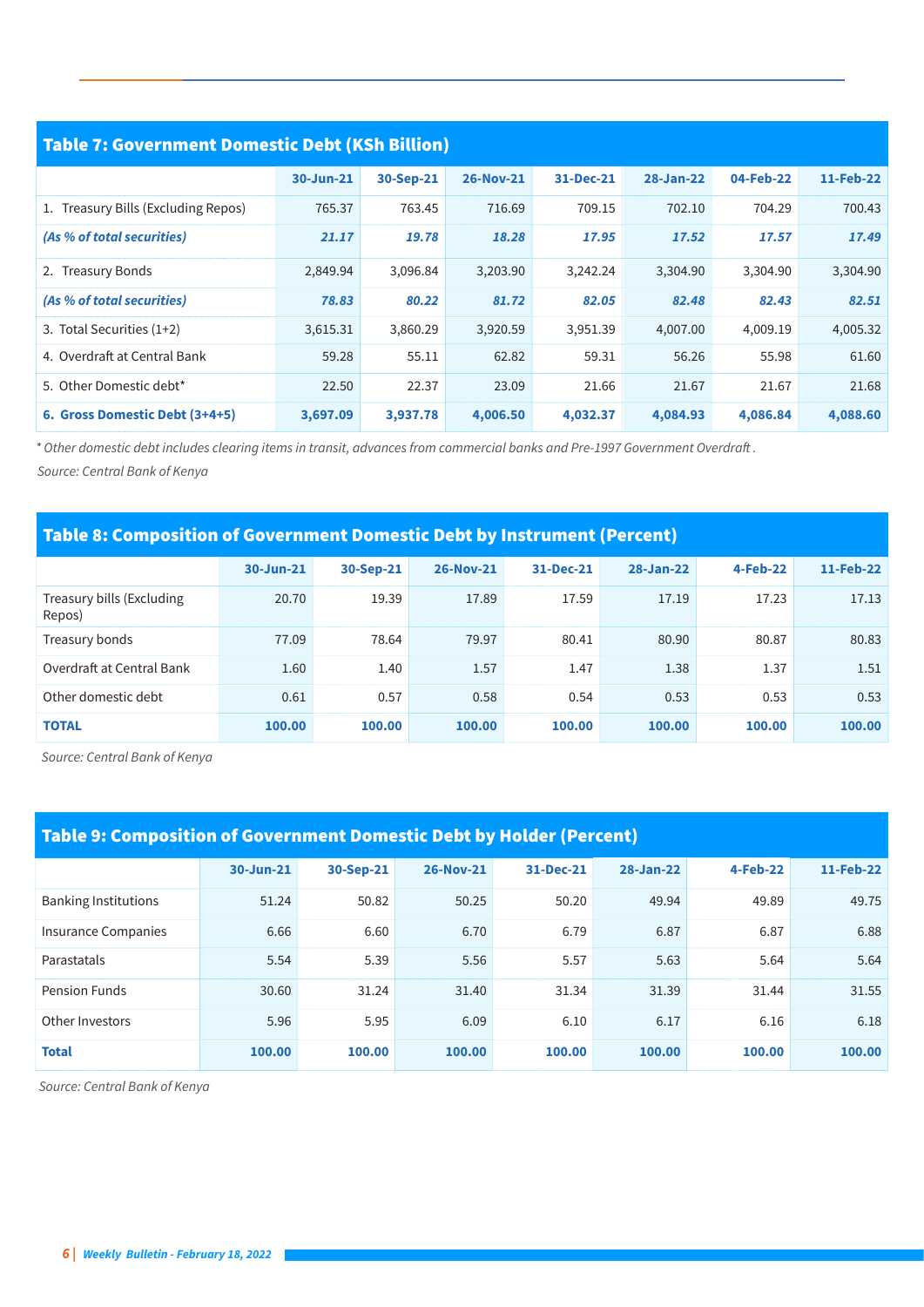## Table 7: Government Domestic Debt (KSh Billion)

| | 30-Jun-21 | 30-Sep-21 | 26-Nov-21 | 31-Dec-21 | 28-Jan-22 | 04-Feb-22 | 11-Feb-22 |
|---|---|---|---|---|---|---|---|
| 1. Treasury Bills (Excluding Repos) | 765.37 | 763.45 | 716.69 | 709.15 | 702.10 | 704.29 | 700.43 |
| *(As % of total securities)* | *21.17* | *19.78* | *18.28* | *17.95* | *17.52* | *17.57* | *17.49* |
| 2. Treasury Bonds | 2,849.94 | 3,096.84 | 3,203.90 | 3,242.24 | 3,304.90 | 3,304.90 | 3,304.90 |
| *(As % of total securities)* | *78.83* | *80.22* | *81.72* | *82.05* | *82.48* | *82.43* | *82.51* |
| 3. Total Securities (1+2) | 3,615.31 | 3,860.29 | 3,920.59 | 3,951.39 | 4,007.00 | 4,009.19 | 4,005.32 |
| 4. Overdraft at Central Bank | 59.28 | 55.11 | 62.82 | 59.31 | 56.26 | 55.98 | 61.60 |
| 5. Other Domestic debt* | 22.50 | 22.37 | 23.09 | 21.66 | 21.67 | 21.67 | 21.68 |
| **6. Gross Domestic Debt (3+4+5)** | **3,697.09** | **3,937.78** | **4,006.50** | **4,032.37** | **4,084.93** | **4,086.84** | **4,088.60** |

*\* Other domestic debt includes clearing items in transit, advances from commercial banks and Pre-1997 Government Overdraft .*

*Source: Central Bank of Kenya*

## Table 8: Composition of Government Domestic Debt by Instrument (Percent)

| | 30-Jun-21 | 30-Sep-21 | 26-Nov-21 | 31-Dec-21 | 28-Jan-22 | 4-Feb-22 | 11-Feb-22 |
|---|---|---|---|---|---|---|---|
| Treasury bills (Excluding Repos) | 20.70 | 19.39 | 17.89 | 17.59 | 17.19 | 17.23 | 17.13 |
| Treasury bonds | 77.09 | 78.64 | 79.97 | 80.41 | 80.90 | 80.87 | 80.83 |
| Overdraft at Central Bank | 1.60 | 1.40 | 1.57 | 1.47 | 1.38 | 1.37 | 1.51 |
| Other domestic debt | 0.61 | 0.57 | 0.58 | 0.54 | 0.53 | 0.53 | 0.53 |
| **TOTAL** | **100.00** | **100.00** | **100.00** | **100.00** | **100.00** | **100.00** | **100.00** |

*Source: Central Bank of Kenya*

## Table 9: Composition of Government Domestic Debt by Holder (Percent)

| | 30-Jun-21 | 30-Sep-21 | 26-Nov-21 | 31-Dec-21 | 28-Jan-22 | 4-Feb-22 | 11-Feb-22 |
|---|---|---|---|---|---|---|---|
| Banking Institutions | 51.24 | 50.82 | 50.25 | 50.20 | 49.94 | 49.89 | 49.75 |
| Insurance Companies | 6.66 | 6.60 | 6.70 | 6.79 | 6.87 | 6.87 | 6.88 |
| Parastatals | 5.54 | 5.39 | 5.56 | 5.57 | 5.63 | 5.64 | 5.64 |
| Pension Funds | 30.60 | 31.24 | 31.40 | 31.34 | 31.39 | 31.44 | 31.55 |
| Other Investors | 5.96 | 5.95 | 6.09 | 6.10 | 6.17 | 6.16 | 6.18 |
| **Total** | **100.00** | **100.00** | **100.00** | **100.00** | **100.00** | **100.00** | **100.00** |

*Source: Central Bank of Kenya*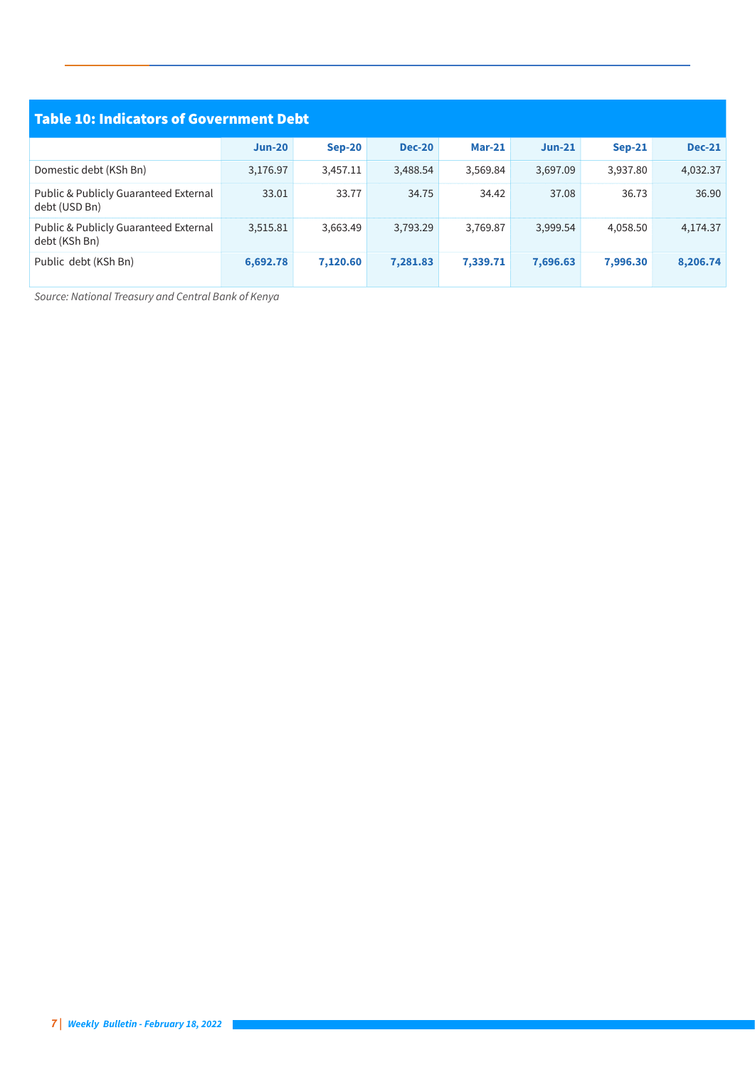## Table 10: Indicators of Government Debt

| | Jun-20 | Sep-20 | Dec-20 | Mar-21 | Jun-21 | Sep-21 | Dec-21 |
|---|---|---|---|---|---|---|---|
| Domestic debt (KSh Bn) | 3,176.97 | 3,457.11 | 3,488.54 | 3,569.84 | 3,697.09 | 3,937.80 | 4,032.37 |
| Public & Publicly Guaranteed External debt (USD Bn) | 33.01 | 33.77 | 34.75 | 34.42 | 37.08 | 36.73 | 36.90 |
| Public & Publicly Guaranteed External debt (KSh Bn) | 3,515.81 | 3,663.49 | 3,793.29 | 3,769.87 | 3,999.54 | 4,058.50 | 4,174.37 |
| Public debt (KSh Bn) | **6,692.78** | **7,120.60** | **7,281.83** | **7,339.71** | **7,696.63** | **7,996.30** | **8,206.74** |

*Source: National Treasury and Central Bank of Kenya*